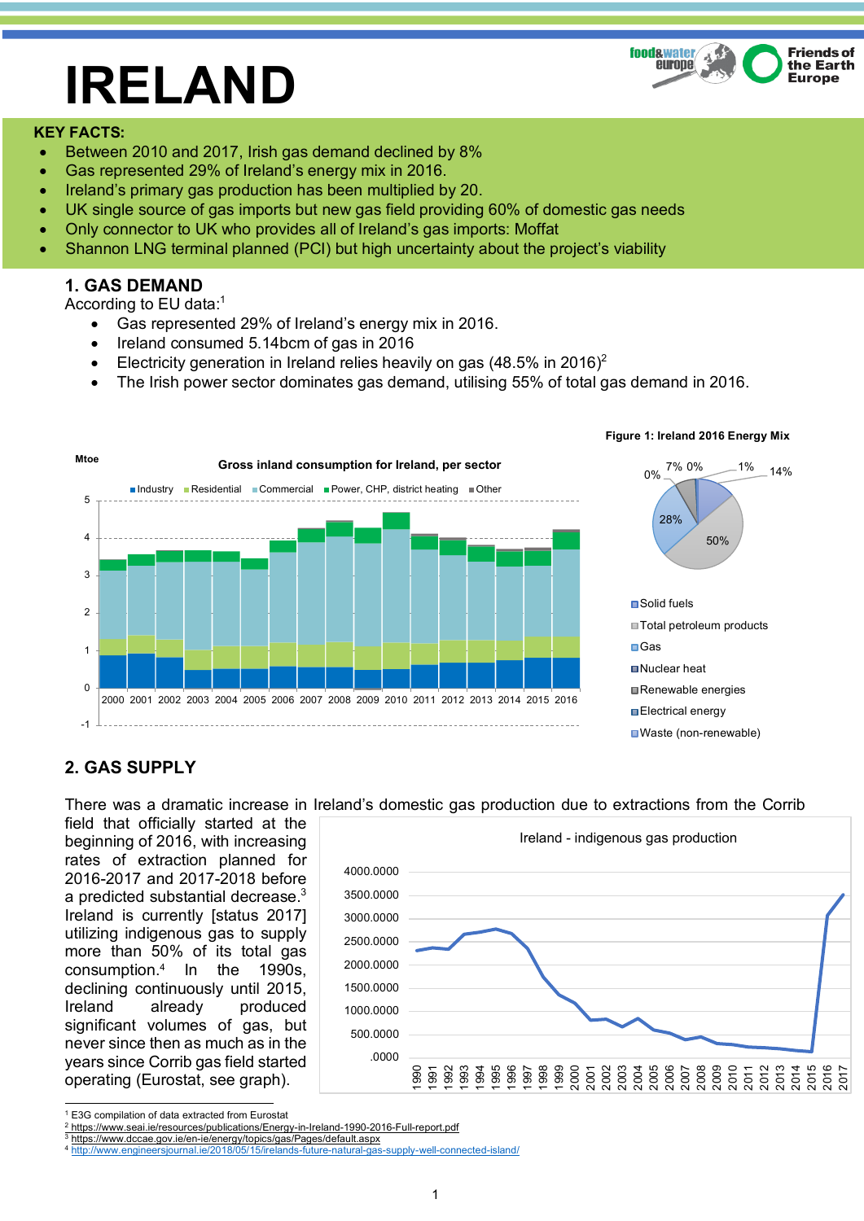# IRELAND

**KEY FACTS:**

- Between 2010 and 2017, Irish gas demand declined by 8%
- Gas represented 29% of Ireland's energy mix in 2016.
- Ireland's primary gas production has been multiplied by 20.
- UK single source of gas imports but new gas field providing 60% of domestic gas needs
- Only connector to UK who provides all of Ireland's gas imports: Moffat
- Shannon LNG terminal planned (PCI) but high uncertainty about the project's viability

## 1. GAS DEMAND

According to EU data:[1]

- Gas represented 29% of Ireland's energy mix in 2016.
- Ireland consumed 5.14bcm of gas in 2016
- Electricity generation in Ireland relies heavily on gas (48.5% in 2016)[2]
- The Irish power sector dominates gas demand, utilising 55% of total gas demand in 2016.

Gross inland consumption for Ireland, per sector

Figure 1: Ireland 2016 Energy Mix

## 2. GAS SUPPLY

There was a dramatic increase in Ireland's domestic gas production due to extractions from the Corrib field that officially started at the beginning of 2016, with increasing rates of extraction planned for 2016-2017 and 2017-2018 before a predicted substantial decrease.[3] Ireland is currently [status 2017] utilizing indigenous gas to supply more than 50% of its total gas consumption.[4] In the 1990s, declining continuously until 2015, Ireland already produced significant volumes of gas, but never since then as much as in the years since Corrib gas field started operating (Eurostat, see graph).

Ireland - indigenous gas production

---

[1] E3G compilation of data extracted from Eurostat

[2] https://www.seai.ie/resources/publications/Energy-in-Ireland-1990-2016-Full-report.pdf

[3] https://www.dccae.gov.ie/en-ie/energy/topics/gas/Pages/default.aspx

[4] http://www.engineersjournal.ie/2018/05/15/irelands-future-natural-gas-supply-well-connected-island/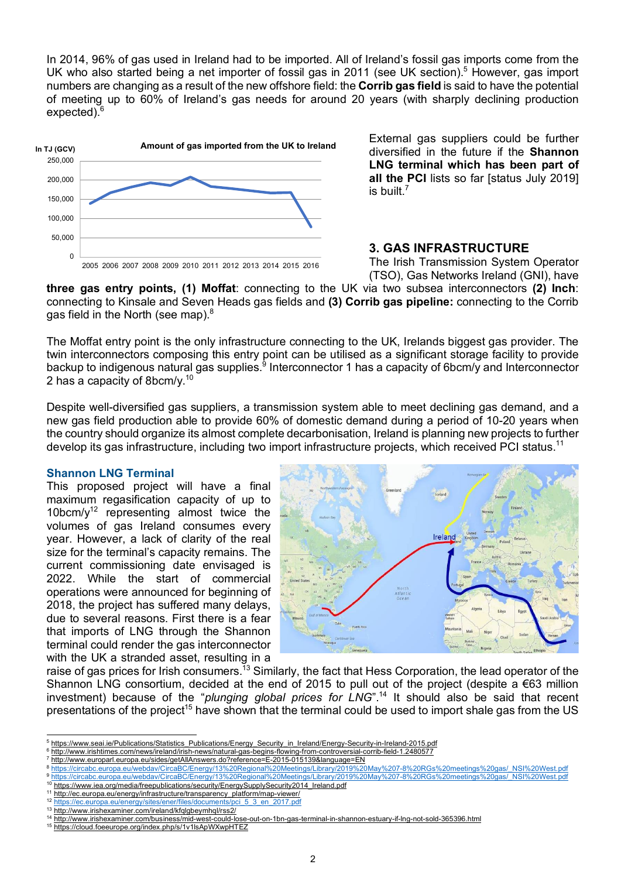In 2014, 96% of gas used in Ireland had to be imported. All of Ireland's fossil gas imports come from the UK who also started being a net importer of fossil gas in 2011 (see UK section).[5] However, gas import numbers are changing as a result of the new offshore field: the **Corrib gas field** is said to have the potential of meeting up to 60% of Ireland's gas needs for around 20 years (with sharply declining production expected).[6]

External gas suppliers could be further diversified in the future if the **Shannon LNG terminal which has been part of all the PCI** lists so far [status July 2019] is built.[7]

## 3. GAS INFRASTRUCTURE

The Irish Transmission System Operator (TSO), Gas Networks Ireland (GNI), have **three gas entry points, (1) Moffat**: connecting to the UK via two subsea interconnectors **(2) Inch**: connecting to Kinsale and Seven Heads gas fields and **(3) Corrib gas pipeline:** connecting to the Corrib gas field in the North (see map).[8]

The Moffat entry point is the only infrastructure connecting to the UK, Irelands biggest gas provider. The twin interconnectors composing this entry point can be utilised as a significant storage facility to provide backup to indigenous natural gas supplies.[9] Interconnector 1 has a capacity of 6bcm/y and Interconnector 2 has a capacity of 8bcm/y.[10]

Despite well-diversified gas suppliers, a transmission system able to meet declining gas demand, and a new gas field production able to provide 60% of domestic demand during a period of 10-20 years when the country should organize its almost complete decarbonisation, Ireland is planning new projects to further develop its gas infrastructure, including two import infrastructure projects, which received PCI status.[11]

### Shannon LNG Terminal

This proposed project will have a final maximum regasification capacity of up to 10bcm/y[12] representing almost twice the volumes of gas Ireland consumes every year. However, a lack of clarity of the real size for the terminal's capacity remains. The current commissioning date envisaged is 2022. While the start of commercial operations were announced for beginning of 2018, the project has suffered many delays, due to several reasons. First there is a fear that imports of LNG through the Shannon terminal could render the gas interconnector with the UK a stranded asset, resulting in a raise of gas prices for Irish consumers.[13] Similarly, the fact that Hess Corporation, the lead operator of the Shannon LNG consortium, decided at the end of 2015 to pull out of the project (despite a €63 million investment) because of the "*plunging global prices for LNG*".[14] It should also be said that recent presentations of the project[15] have shown that the terminal could be used to import shale gas from the US

---

[5] https://www.seai.ie/Publications/Statistics_Publications/Energy_Security_in_Ireland/Energy-Security-in-Ireland-2015.pdf
[6] http://www.irishtimes.com/news/ireland/irish-news/natural-gas-begins-flowing-from-controversial-corrib-field-1.2480577
[7] http://www.europarl.europa.eu/sides/getAllAnswers.do?reference=E-2015-015139&language=EN
[8] https://circabc.europa.eu/webdav/CircaBC/Energy/13%20Regional%20Meetings/Library/2019%20May%207-8%20RGs%20meetings%20gas/_NSI%20West.pdf
[9] https://circabc.europa.eu/webdav/CircaBC/Energy/13%20Regional%20Meetings/Library/2019%20May%207-8%20RGs%20meetings%20gas/_NSI%20West.pdf
[10] https://www.iea.org/media/freepublications/security/EnergySupplySecurity2014_Ireland.pdf
[11] http://ec.europa.eu/energy/infrastructure/transparency_platform/map-viewer/
[12] https://ec.europa.eu/energy/sites/ener/files/documents/pci_5_3_en_2017.pdf
[13] http://www.irishexaminer.com/ireland/kfqlgbeymhql/rss2/
[14] http://www.irishexaminer.com/business/mid-west-could-lose-out-on-1bn-gas-terminal-in-shannon-estuary-if-lng-not-sold-365396.html
[15] https://cloud.foeeurope.org/index.php/s/1v1lsApWXwpHTEZ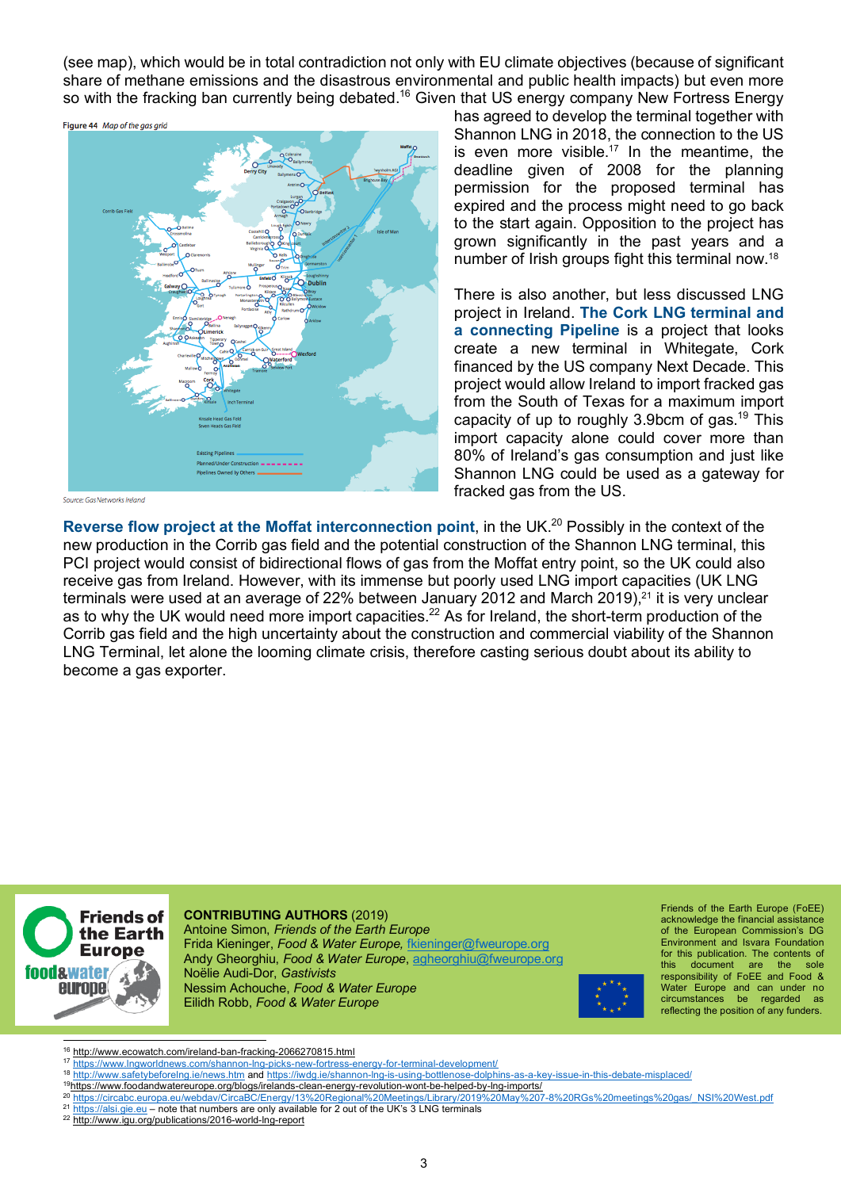(see map), which would be in total contradiction not only with EU climate objectives (because of significant share of methane emissions and the disastrous environmental and public health impacts) but even more so with the fracking ban currently being debated.[16] Given that US energy company New Fortress Energy has agreed to develop the terminal together with Shannon LNG in 2018, the connection to the US is even more visible.[17] In the meantime, the deadline given of 2008 for the planning permission for the proposed terminal has expired and the process might need to go back to the start again. Opposition to the project has grown significantly in the past years and a number of Irish groups fight this terminal now.[18]

**Figure 44** *Map of the gas grid*

Existing Pipelines
Planned/Under Construction
Pipelines Owned by Others

*Source: Gas Networks Ireland*

There is also another, but less discussed LNG project in Ireland. **The Cork LNG terminal and a connecting Pipeline** is a project that looks create a new terminal in Whitegate, Cork financed by the US company Next Decade. This project would allow Ireland to import fracked gas from the South of Texas for a maximum import capacity of up to roughly 3.9bcm of gas.[19] This import capacity alone could cover more than 80% of Ireland's gas consumption and just like Shannon LNG could be used as a gateway for fracked gas from the US.

**Reverse flow project at the Moffat interconnection point**, in the UK.[20] Possibly in the context of the new production in the Corrib gas field and the potential construction of the Shannon LNG terminal, this PCI project would consist of bidirectional flows of gas from the Moffat entry point, so the UK could also receive gas from Ireland. However, with its immense but poorly used LNG import capacities (UK LNG terminals were used at an average of 22% between January 2012 and March 2019),[21] it is very unclear as to why the UK would need more import capacities.[22] As for Ireland, the short-term production of the Corrib gas field and the high uncertainty about the construction and commercial viability of the Shannon LNG Terminal, let alone the looming climate crisis, therefore casting serious doubt about its ability to become a gas exporter.

Friends of the Earth Europe
food&water europe

**CONTRIBUTING AUTHORS** (2019)
Antoine Simon, *Friends of the Earth Europe*
Frida Kieninger, *Food & Water Europe*, fkieninger@fweurope.org
Andy Gheorghiu, *Food & Water Europe*, agheorghiu@fweurope.org
Noëlie Audi-Dor, *Gastivists*
Nessim Achouche, *Food & Water Europe*
Eilidh Robb, *Food & Water Europe*

Friends of the Earth Europe (FoEE) acknowledge the financial assistance of the European Commission's DG Environment and Isvara Foundation for this publication. The contents of this document are the sole responsibility of FoEE and Food & Water Europe and can under no circumstances be regarded as reflecting the position of any funders.

[16] http://www.ecowatch.com/ireland-ban-fracking-2066270815.html
[17] https://www.lngworldnews.com/shannon-lng-picks-new-fortress-energy-for-terminal-development/
[18] http://www.safetybeforelng.ie/news.htm and https://iwdg.ie/shannon-lng-is-using-bottlenose-dolphins-as-a-key-issue-in-this-debate-misplaced/
[19] https://www.foodandwatereurope.org/blogs/irelands-clean-energy-revolution-wont-be-helped-by-lng-imports/
[20] https://circabc.europa.eu/webdav/CircaBC/Energy/13%20Regional%20Meetings/Library/2019%20May%207-8%20RGs%20meetings%20gas/_NSI%20West.pdf
[21] https://alsi.gie.eu – note that numbers are only available for 2 out of the UK's 3 LNG terminals
[22] http://www.igu.org/publications/2016-world-lng-report